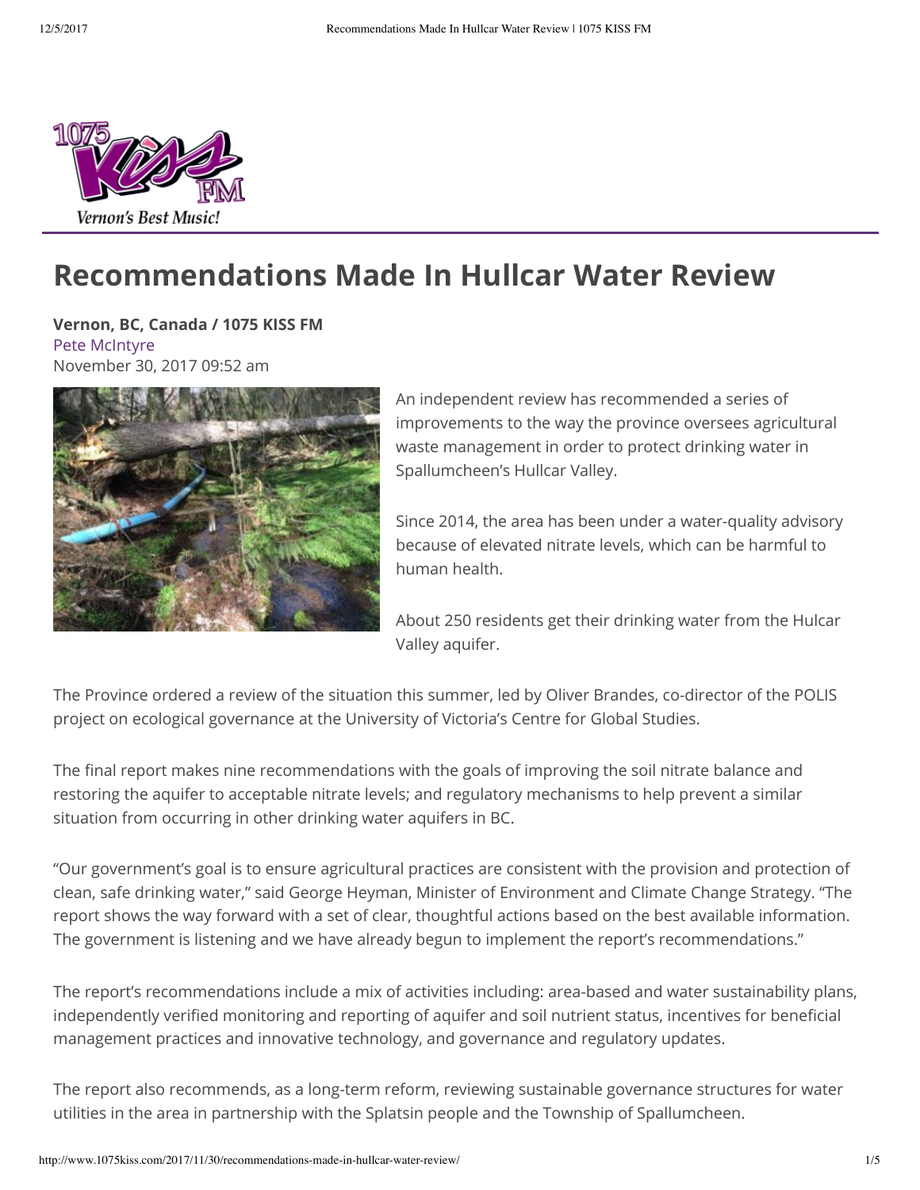# Recommendations Made In Hullcar Water Review

**Vernon, BC, Canada / 1075 KISS FM**
Pete McIntyre
November 30, 2017 09:52 am

An independent review has recommended a series of improvements to the way the province oversees agricultural waste management in order to protect drinking water in Spallumcheen's Hullcar Valley.

Since 2014, the area has been under a water-quality advisory because of elevated nitrate levels, which can be harmful to human health.

About 250 residents get their drinking water from the Hulcar Valley aquifer.

The Province ordered a review of the situation this summer, led by Oliver Brandes, co-director of the POLIS project on ecological governance at the University of Victoria's Centre for Global Studies.

The final report makes nine recommendations with the goals of improving the soil nitrate balance and restoring the aquifer to acceptable nitrate levels; and regulatory mechanisms to help prevent a similar situation from occurring in other drinking water aquifers in BC.

"Our government's goal is to ensure agricultural practices are consistent with the provision and protection of clean, safe drinking water," said George Heyman, Minister of Environment and Climate Change Strategy. "The report shows the way forward with a set of clear, thoughtful actions based on the best available information. The government is listening and we have already begun to implement the report's recommendations."

The report's recommendations include a mix of activities including: area-based and water sustainability plans, independently verified monitoring and reporting of aquifer and soil nutrient status, incentives for beneficial management practices and innovative technology, and governance and regulatory updates.

The report also recommends, as a long-term reform, reviewing sustainable governance structures for water utilities in the area in partnership with the Splatsin people and the Township of Spallumcheen.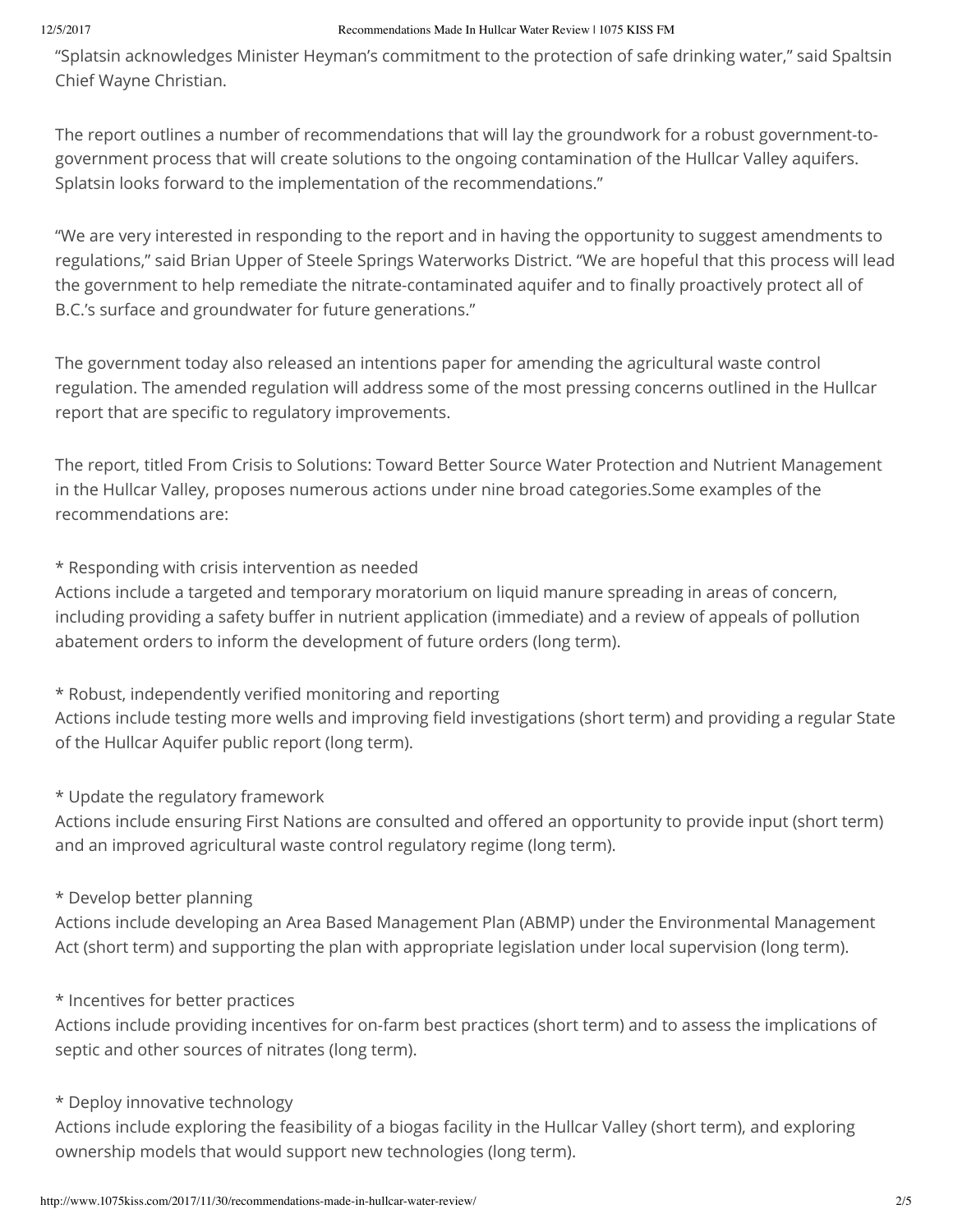"Splatsin acknowledges Minister Heyman's commitment to the protection of safe drinking water," said Spaltsin Chief Wayne Christian.

The report outlines a number of recommendations that will lay the groundwork for a robust government-to-government process that will create solutions to the ongoing contamination of the Hullcar Valley aquifers. Splatsin looks forward to the implementation of the recommendations."

"We are very interested in responding to the report and in having the opportunity to suggest amendments to regulations," said Brian Upper of Steele Springs Waterworks District. "We are hopeful that this process will lead the government to help remediate the nitrate-contaminated aquifer and to finally proactively protect all of B.C.'s surface and groundwater for future generations."

The government today also released an intentions paper for amending the agricultural waste control regulation. The amended regulation will address some of the most pressing concerns outlined in the Hullcar report that are specific to regulatory improvements.

The report, titled From Crisis to Solutions: Toward Better Source Water Protection and Nutrient Management in the Hullcar Valley, proposes numerous actions under nine broad categories.Some examples of the recommendations are:

* Responding with crisis intervention as needed
Actions include a targeted and temporary moratorium on liquid manure spreading in areas of concern, including providing a safety buffer in nutrient application (immediate) and a review of appeals of pollution abatement orders to inform the development of future orders (long term).

* Robust, independently verified monitoring and reporting
Actions include testing more wells and improving field investigations (short term) and providing a regular State of the Hullcar Aquifer public report (long term).

* Update the regulatory framework
Actions include ensuring First Nations are consulted and offered an opportunity to provide input (short term) and an improved agricultural waste control regulatory regime (long term).

* Develop better planning
Actions include developing an Area Based Management Plan (ABMP) under the Environmental Management Act (short term) and supporting the plan with appropriate legislation under local supervision (long term).

* Incentives for better practices
Actions include providing incentives for on-farm best practices (short term) and to assess the implications of septic and other sources of nitrates (long term).

* Deploy innovative technology
Actions include exploring the feasibility of a biogas facility in the Hullcar Valley (short term), and exploring ownership models that would support new technologies (long term).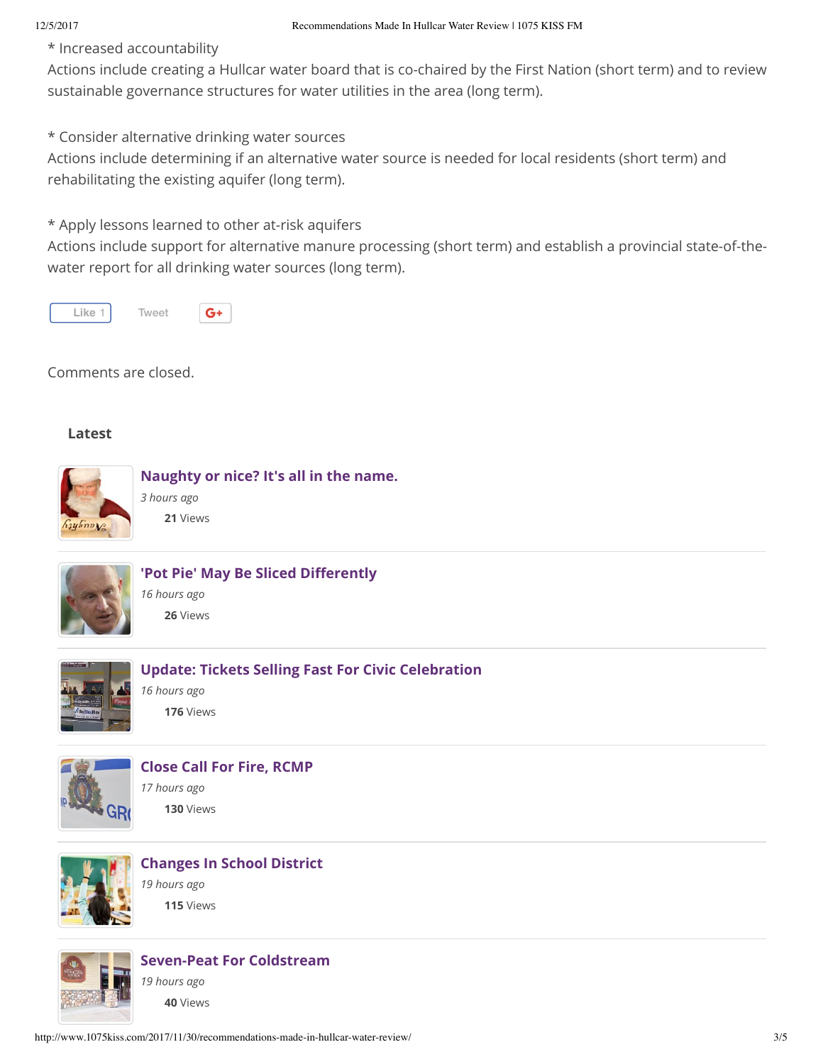* Increased accountability
Actions include creating a Hullcar water board that is co-chaired by the First Nation (short term) and to review sustainable governance structures for water utilities in the area (long term).

* Consider alternative drinking water sources
Actions include determining if an alternative water source is needed for local residents (short term) and rehabilitating the existing aquifer (long term).

* Apply lessons learned to other at-risk aquifers
Actions include support for alternative manure processing (short term) and establish a provincial state-of-the-water report for all drinking water sources (long term).

Like 1 Tweet G+

Comments are closed.

**Latest**

**Naughty or nice? It's all in the name.**
*3 hours ago*
**21** Views

**'Pot Pie' May Be Sliced Differently**
*16 hours ago*
**26** Views

**Update: Tickets Selling Fast For Civic Celebration**
*16 hours ago*
**176** Views

**Close Call For Fire, RCMP**
*17 hours ago*
**130** Views

**Changes In School District**
*19 hours ago*
**115** Views

**Seven-Peat For Coldstream**
*19 hours ago*
**40** Views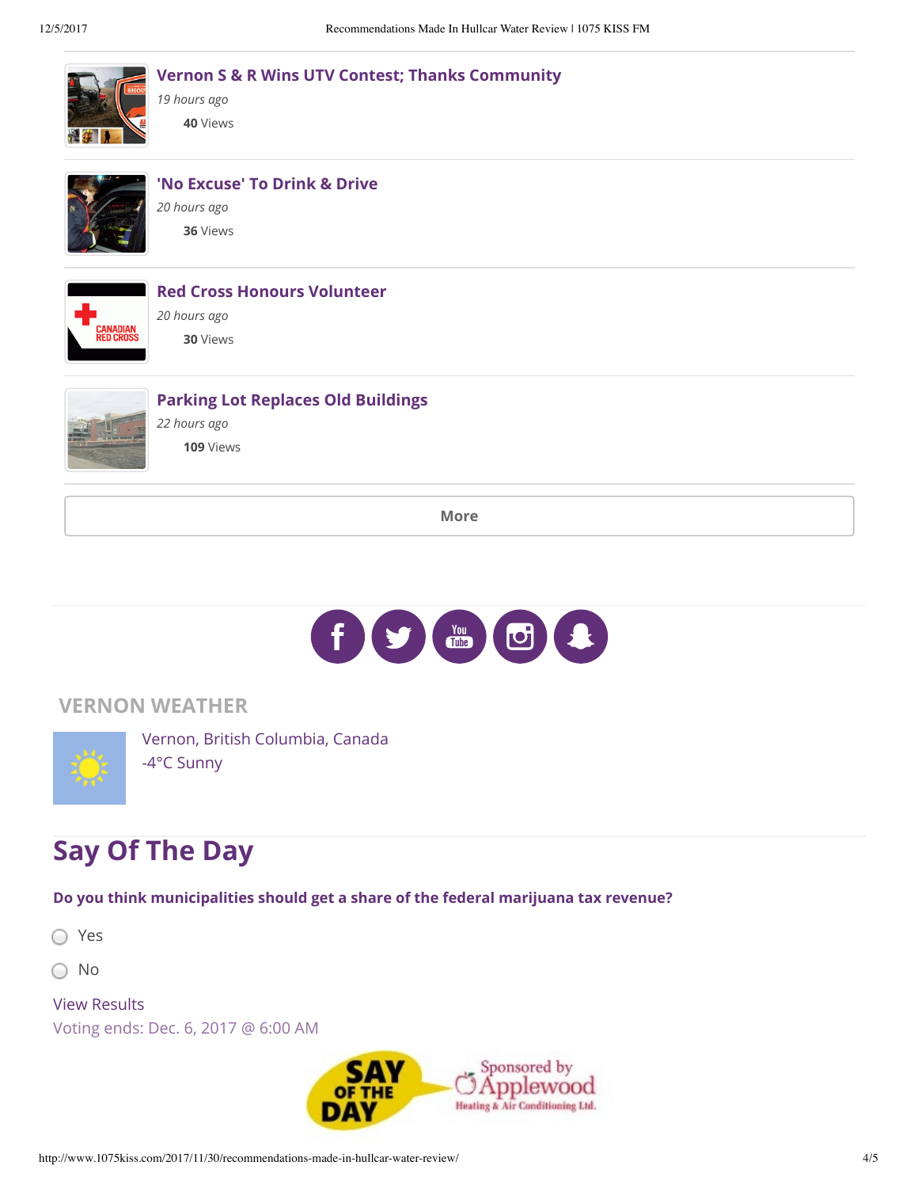### Vernon S & R Wins UTV Contest; Thanks Community

*19 hours ago*

**40** Views

### 'No Excuse' To Drink & Drive

*20 hours ago*

**36** Views

### Red Cross Honours Volunteer

*20 hours ago*

**30** Views

### Parking Lot Replaces Old Buildings

*22 hours ago*

**109** Views

More

## VERNON WEATHER

Vernon, British Columbia, Canada
-4°C Sunny

## Say Of The Day

**Do you think municipalities should get a share of the federal marijuana tax revenue?**

- Yes
- No

View Results

Voting ends: Dec. 6, 2017 @ 6:00 AM

SAY OF THE DAY Sponsored by Applewood Heating & Air Conditioning Ltd.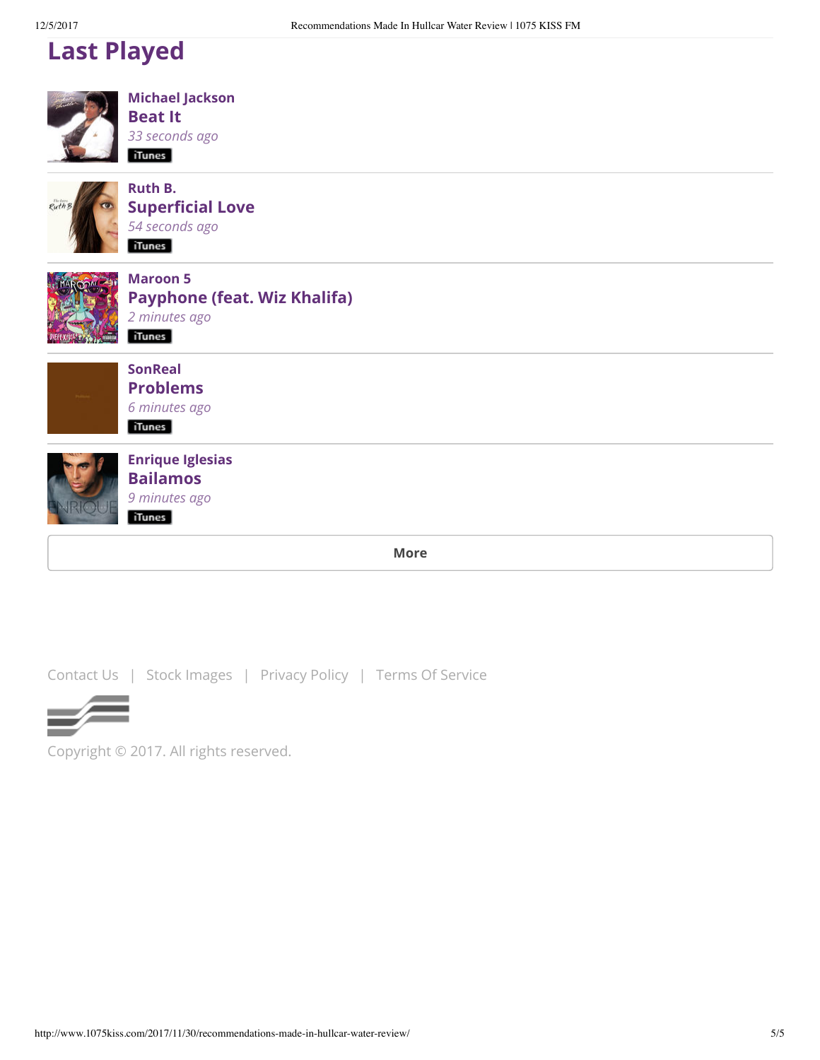# Last Played

**Michael Jackson**
**Beat It**
*33 seconds ago*
iTunes

---

**Ruth B.**
**Superficial Love**
*54 seconds ago*
iTunes

---

**Maroon 5**
**Payphone (feat. Wiz Khalifa)**
*2 minutes ago*
iTunes

---

**SonReal**
**Problems**
*6 minutes ago*
iTunes

---

**Enrique Iglesias**
**Bailamos**
*9 minutes ago*
iTunes

**More**

Contact Us | Stock Images | Privacy Policy | Terms Of Service

Copyright © 2017. All rights reserved.